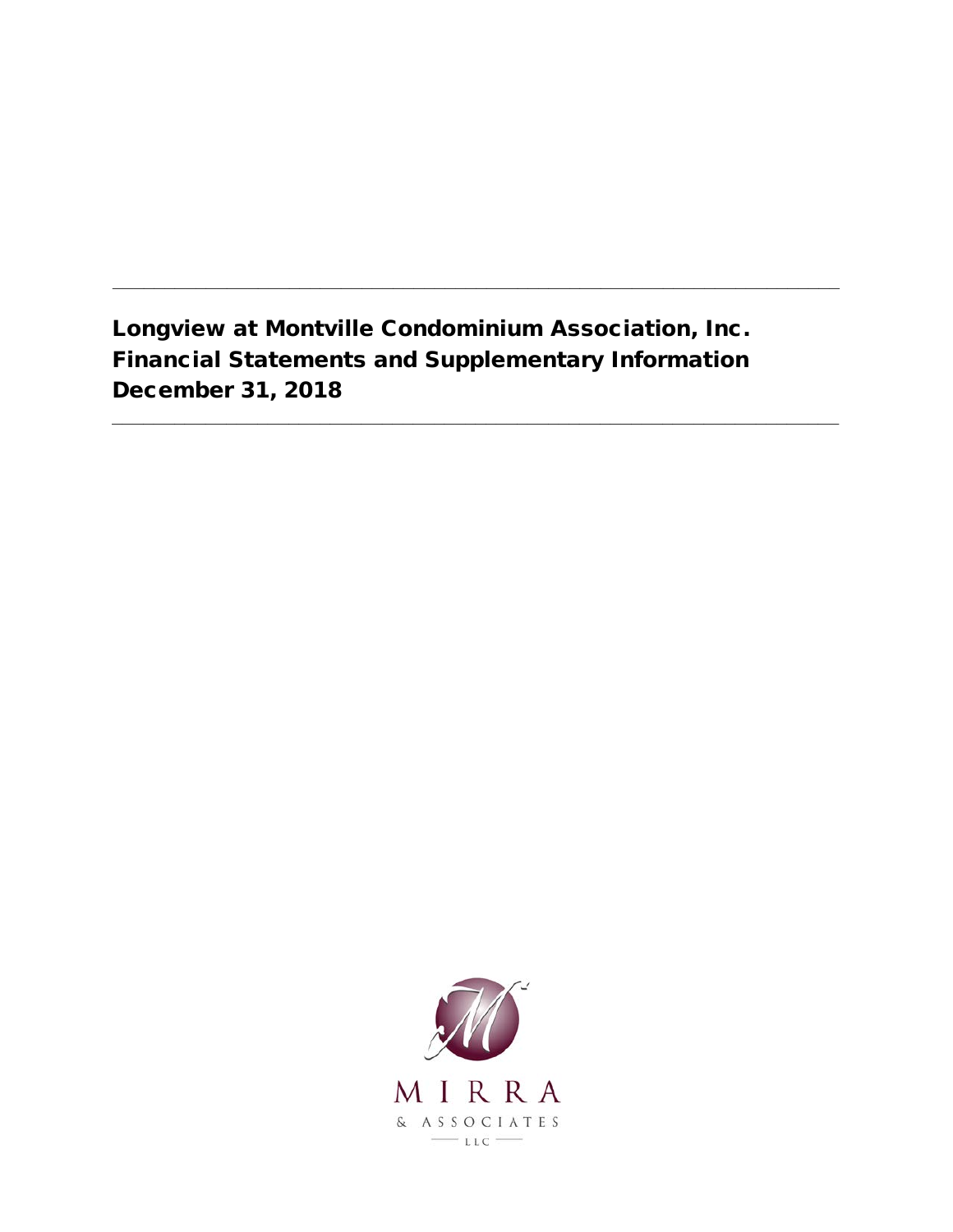# Longview at Montville Condominium Association, Inc.
# Financial Statements and Supplementary Information
# December 31, 2018

MIRRA
& ASSOCIATES
LLC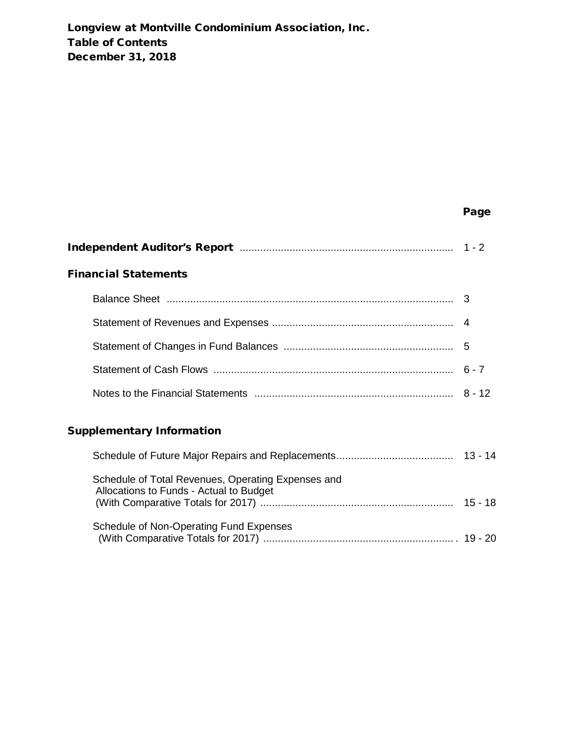**Longview at Montville Condominium Association, Inc.**
**Table of Contents**
**December 31, 2018**

| | Page |
|---|---|
| **Independent Auditor's Report** | 1 - 2 |
| **Financial Statements** | |
| Balance Sheet | 3 |
| Statement of Revenues and Expenses | 4 |
| Statement of Changes in Fund Balances | 5 |
| Statement of Cash Flows | 6 - 7 |
| Notes to the Financial Statements | 8 - 12 |
| **Supplementary Information** | |
| Schedule of Future Major Repairs and Replacements | 13 - 14 |
| Schedule of Total Revenues, Operating Expenses and Allocations to Funds - Actual to Budget (With Comparative Totals for 2017) | 15 - 18 |
| Schedule of Non-Operating Fund Expenses (With Comparative Totals for 2017) | 19 - 20 |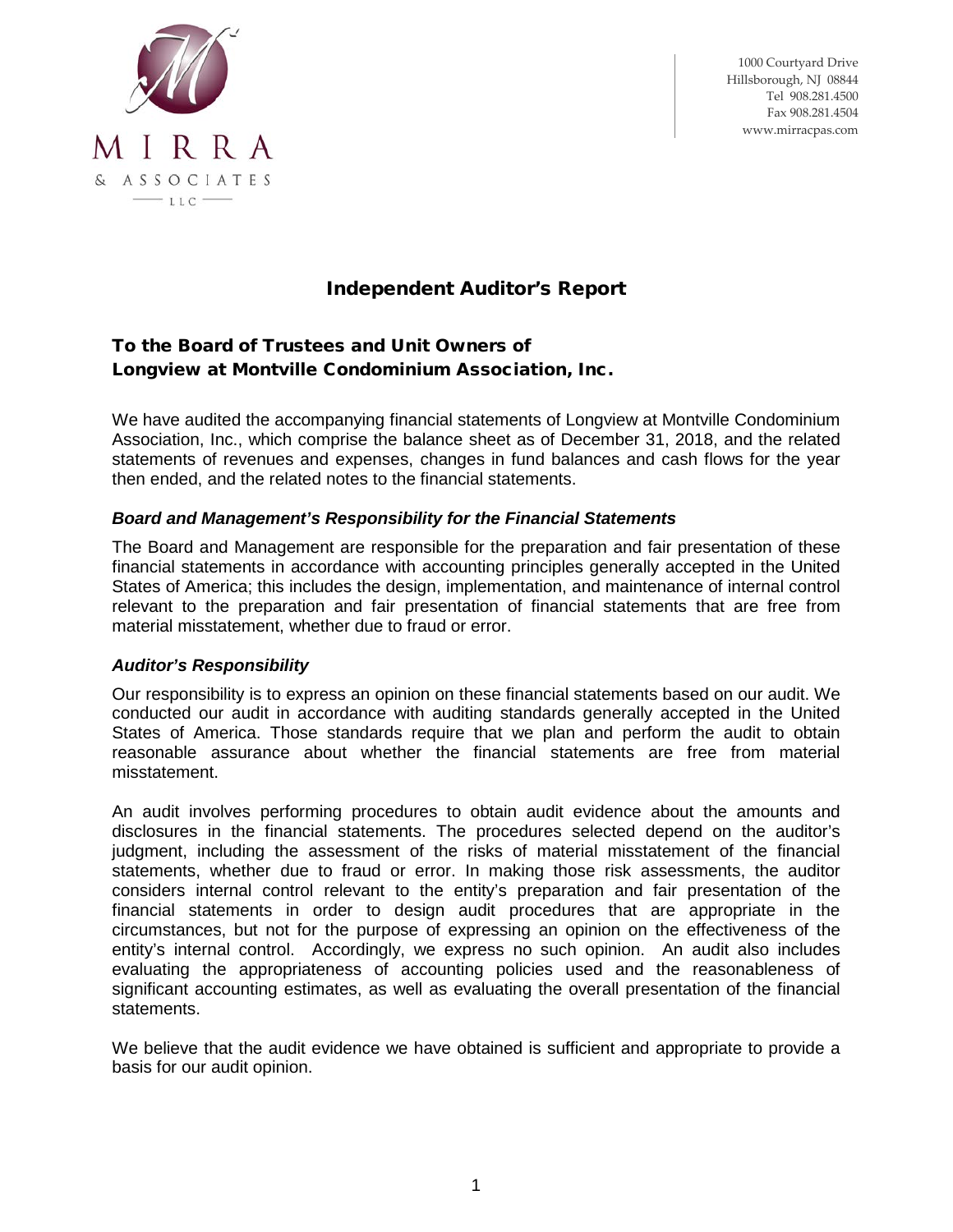MIRRA
& ASSOCIATES
LLC

1000 Courtyard Drive
Hillsborough, NJ 08844
Tel 908.281.4500
Fax 908.281.4504
www.mirracpas.com

# Independent Auditor's Report

## To the Board of Trustees and Unit Owners of Longview at Montville Condominium Association, Inc.

We have audited the accompanying financial statements of Longview at Montville Condominium Association, Inc., which comprise the balance sheet as of December 31, 2018, and the related statements of revenues and expenses, changes in fund balances and cash flows for the year then ended, and the related notes to the financial statements.

### *Board and Management's Responsibility for the Financial Statements*

The Board and Management are responsible for the preparation and fair presentation of these financial statements in accordance with accounting principles generally accepted in the United States of America; this includes the design, implementation, and maintenance of internal control relevant to the preparation and fair presentation of financial statements that are free from material misstatement, whether due to fraud or error.

### *Auditor's Responsibility*

Our responsibility is to express an opinion on these financial statements based on our audit. We conducted our audit in accordance with auditing standards generally accepted in the United States of America. Those standards require that we plan and perform the audit to obtain reasonable assurance about whether the financial statements are free from material misstatement.

An audit involves performing procedures to obtain audit evidence about the amounts and disclosures in the financial statements. The procedures selected depend on the auditor's judgment, including the assessment of the risks of material misstatement of the financial statements, whether due to fraud or error. In making those risk assessments, the auditor considers internal control relevant to the entity's preparation and fair presentation of the financial statements in order to design audit procedures that are appropriate in the circumstances, but not for the purpose of expressing an opinion on the effectiveness of the entity's internal control. Accordingly, we express no such opinion. An audit also includes evaluating the appropriateness of accounting policies used and the reasonableness of significant accounting estimates, as well as evaluating the overall presentation of the financial statements.

We believe that the audit evidence we have obtained is sufficient and appropriate to provide a basis for our audit opinion.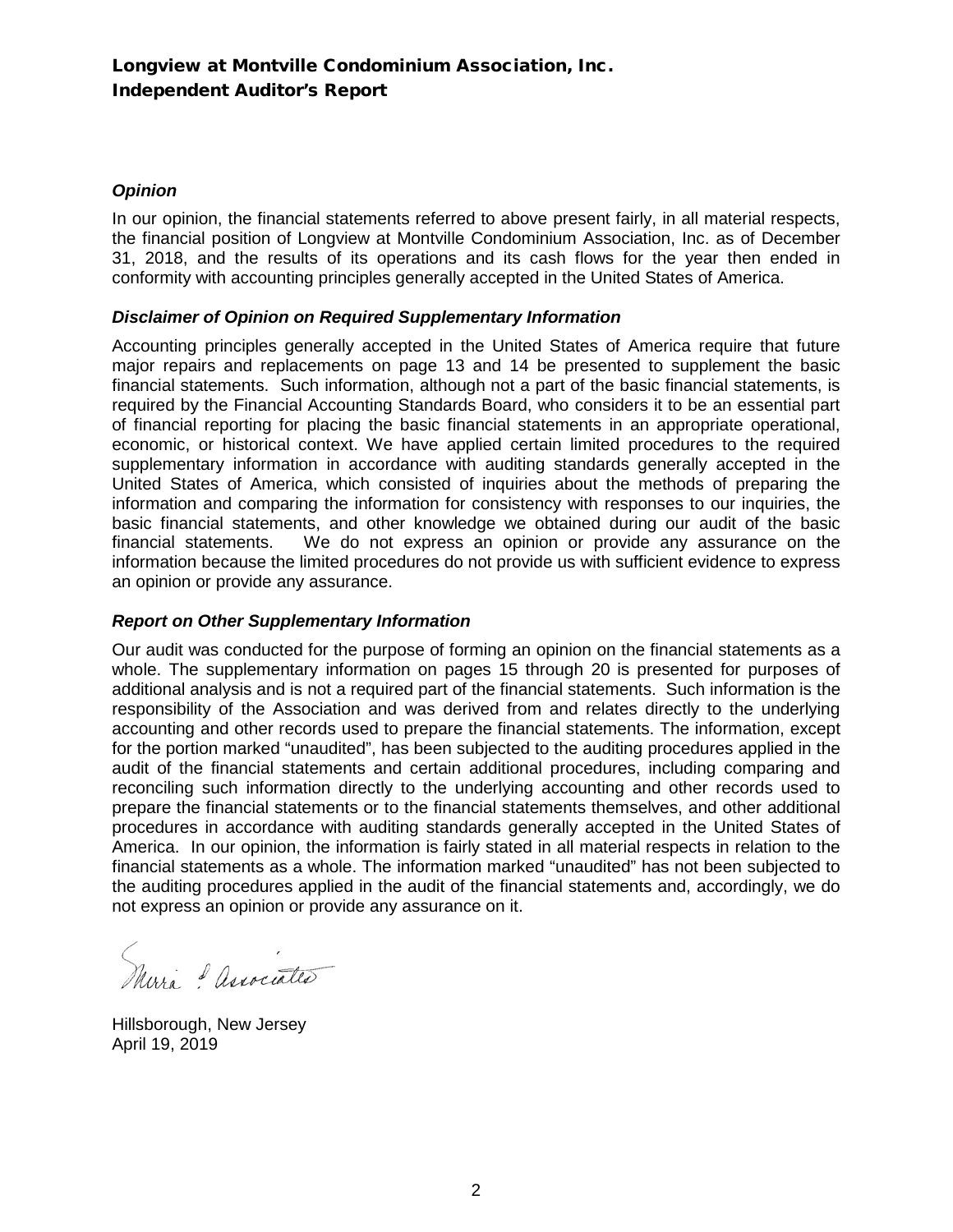## Longview at Montville Condominium Association, Inc.
## Independent Auditor's Report

### *Opinion*

In our opinion, the financial statements referred to above present fairly, in all material respects, the financial position of Longview at Montville Condominium Association, Inc. as of December 31, 2018, and the results of its operations and its cash flows for the year then ended in conformity with accounting principles generally accepted in the United States of America.

### *Disclaimer of Opinion on Required Supplementary Information*

Accounting principles generally accepted in the United States of America require that future major repairs and replacements on page 13 and 14 be presented to supplement the basic financial statements. Such information, although not a part of the basic financial statements, is required by the Financial Accounting Standards Board, who considers it to be an essential part of financial reporting for placing the basic financial statements in an appropriate operational, economic, or historical context. We have applied certain limited procedures to the required supplementary information in accordance with auditing standards generally accepted in the United States of America, which consisted of inquiries about the methods of preparing the information and comparing the information for consistency with responses to our inquiries, the basic financial statements, and other knowledge we obtained during our audit of the basic financial statements. We do not express an opinion or provide any assurance on the information because the limited procedures do not provide us with sufficient evidence to express an opinion or provide any assurance.

### *Report on Other Supplementary Information*

Our audit was conducted for the purpose of forming an opinion on the financial statements as a whole. The supplementary information on pages 15 through 20 is presented for purposes of additional analysis and is not a required part of the financial statements. Such information is the responsibility of the Association and was derived from and relates directly to the underlying accounting and other records used to prepare the financial statements. The information, except for the portion marked "unaudited", has been subjected to the auditing procedures applied in the audit of the financial statements and certain additional procedures, including comparing and reconciling such information directly to the underlying accounting and other records used to prepare the financial statements or to the financial statements themselves, and other additional procedures in accordance with auditing standards generally accepted in the United States of America. In our opinion, the information is fairly stated in all material respects in relation to the financial statements as a whole. The information marked "unaudited" has not been subjected to the auditing procedures applied in the audit of the financial statements and, accordingly, we do not express an opinion or provide any assurance on it.

Suria & Associates

Hillsborough, New Jersey
April 19, 2019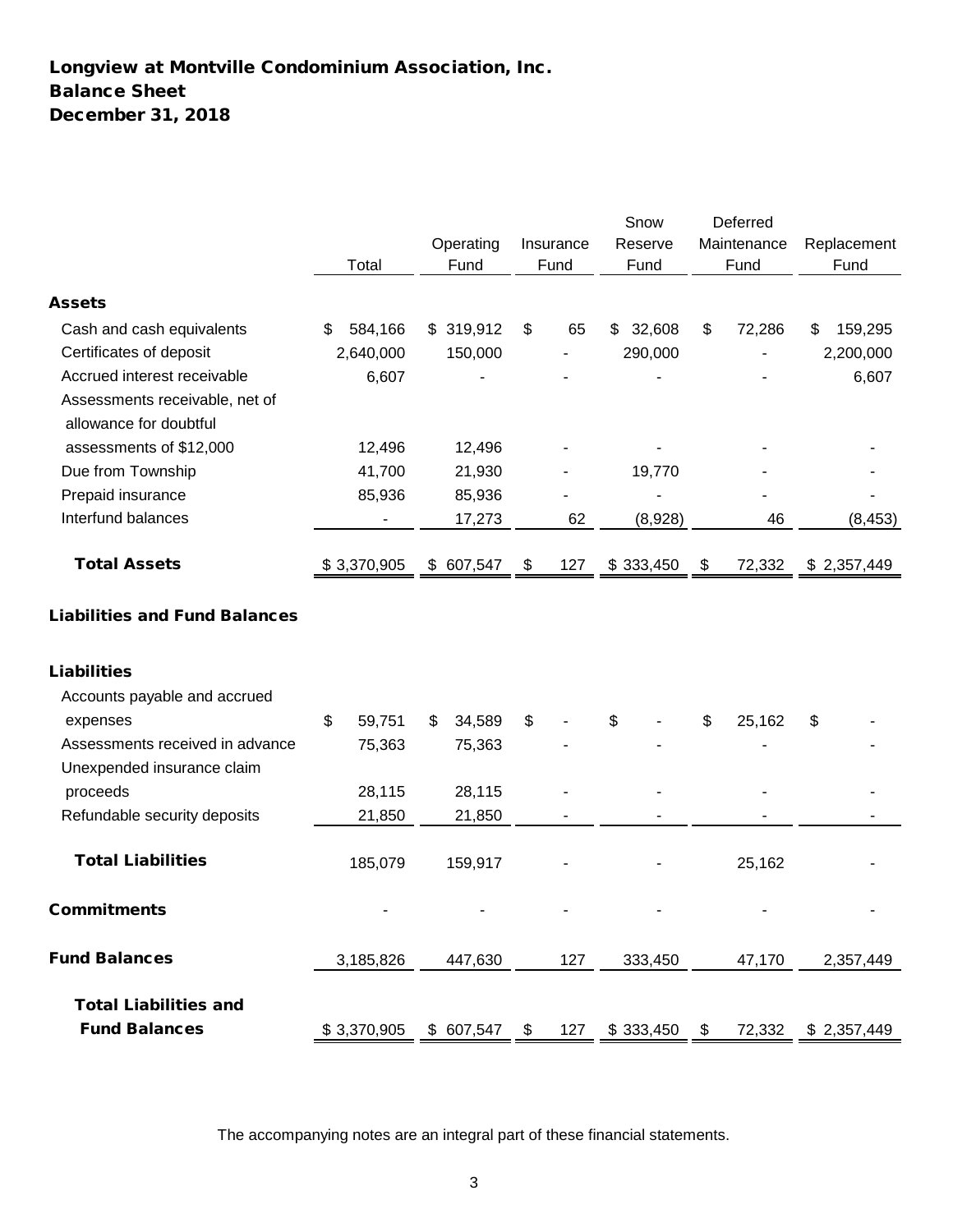# Longview at Montville Condominium Association, Inc.
## Balance Sheet
## December 31, 2018

| | Total | Operating Fund | Insurance Fund | Snow Reserve Fund | Deferred Maintenance Fund | Replacement Fund |
|---|---|---|---|---|---|---|
| **Assets** | | | | | | |
| Cash and cash equivalents | $ 584,166 | $ 319,912 | $ 65 | $ 32,608 | $ 72,286 | $ 159,295 |
| Certificates of deposit | 2,640,000 | 150,000 | - | 290,000 | - | 2,200,000 |
| Accrued interest receivable | 6,607 | - | - | - | - | 6,607 |
| Assessments receivable, net of allowance for doubtful assessments of $12,000 | 12,496 | 12,496 | - | - | - | - |
| Due from Township | 41,700 | 21,930 | - | 19,770 | - | - |
| Prepaid insurance | 85,936 | 85,936 | - | - | - | - |
| Interfund balances | - | 17,273 | 62 | (8,928) | 46 | (8,453) |
| **Total Assets** | $ 3,370,905 | $ 607,547 | $ 127 | $ 333,450 | $ 72,332 | $ 2,357,449 |
| **Liabilities and Fund Balances** | | | | | | |
| **Liabilities** | | | | | | |
| Accounts payable and accrued expenses | $ 59,751 | $ 34,589 | $ - | $ - | $ 25,162 | $ - |
| Assessments received in advance | 75,363 | 75,363 | - | - | - | - |
| Unexpended insurance claim proceeds | 28,115 | 28,115 | - | - | - | - |
| Refundable security deposits | 21,850 | 21,850 | - | - | - | - |
| **Total Liabilities** | 185,079 | 159,917 | - | - | 25,162 | - |
| **Commitments** | - | - | - | - | - | - |
| **Fund Balances** | 3,185,826 | 447,630 | 127 | 333,450 | 47,170 | 2,357,449 |
| **Total Liabilities and Fund Balances** | $ 3,370,905 | $ 607,547 | $ 127 | $ 333,450 | $ 72,332 | $ 2,357,449 |

The accompanying notes are an integral part of these financial statements.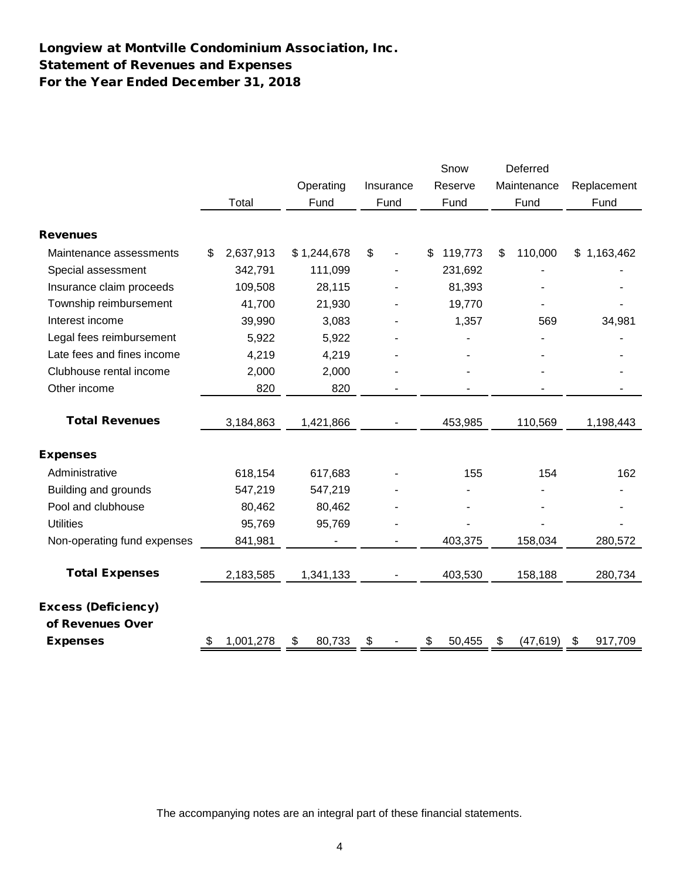# Longview at Montville Condominium Association, Inc.
## Statement of Revenues and Expenses
## For the Year Ended December 31, 2018

| | Total | Operating Fund | Insurance Fund | Snow Reserve Fund | Deferred Maintenance Fund | Replacement Fund |
|---|---|---|---|---|---|---|
| **Revenues** | | | | | | |
| Maintenance assessments | $ 2,637,913 | $ 1,244,678 | $ - | $ 119,773 | $ 110,000 | $ 1,163,462 |
| Special assessment | 342,791 | 111,099 | - | 231,692 | - | - |
| Insurance claim proceeds | 109,508 | 28,115 | - | 81,393 | - | - |
| Township reimbursement | 41,700 | 21,930 | - | 19,770 | - | - |
| Interest income | 39,990 | 3,083 | - | 1,357 | 569 | 34,981 |
| Legal fees reimbursement | 5,922 | 5,922 | - | - | - | - |
| Late fees and fines income | 4,219 | 4,219 | - | - | - | - |
| Clubhouse rental income | 2,000 | 2,000 | - | - | - | - |
| Other income | 820 | 820 | - | - | - | - |
| **Total Revenues** | 3,184,863 | 1,421,866 | - | 453,985 | 110,569 | 1,198,443 |
| **Expenses** | | | | | | |
| Administrative | 618,154 | 617,683 | - | 155 | 154 | 162 |
| Building and grounds | 547,219 | 547,219 | - | - | - | - |
| Pool and clubhouse | 80,462 | 80,462 | - | - | - | - |
| Utilities | 95,769 | 95,769 | - | - | - | - |
| Non-operating fund expenses | 841,981 | - | - | 403,375 | 158,034 | 280,572 |
| **Total Expenses** | 2,183,585 | 1,341,133 | - | 403,530 | 158,188 | 280,734 |
| **Excess (Deficiency) of Revenues Over Expenses** | $ 1,001,278 | $ 80,733 | $ - | $ 50,455 | $ (47,619) | $ 917,709 |

The accompanying notes are an integral part of these financial statements.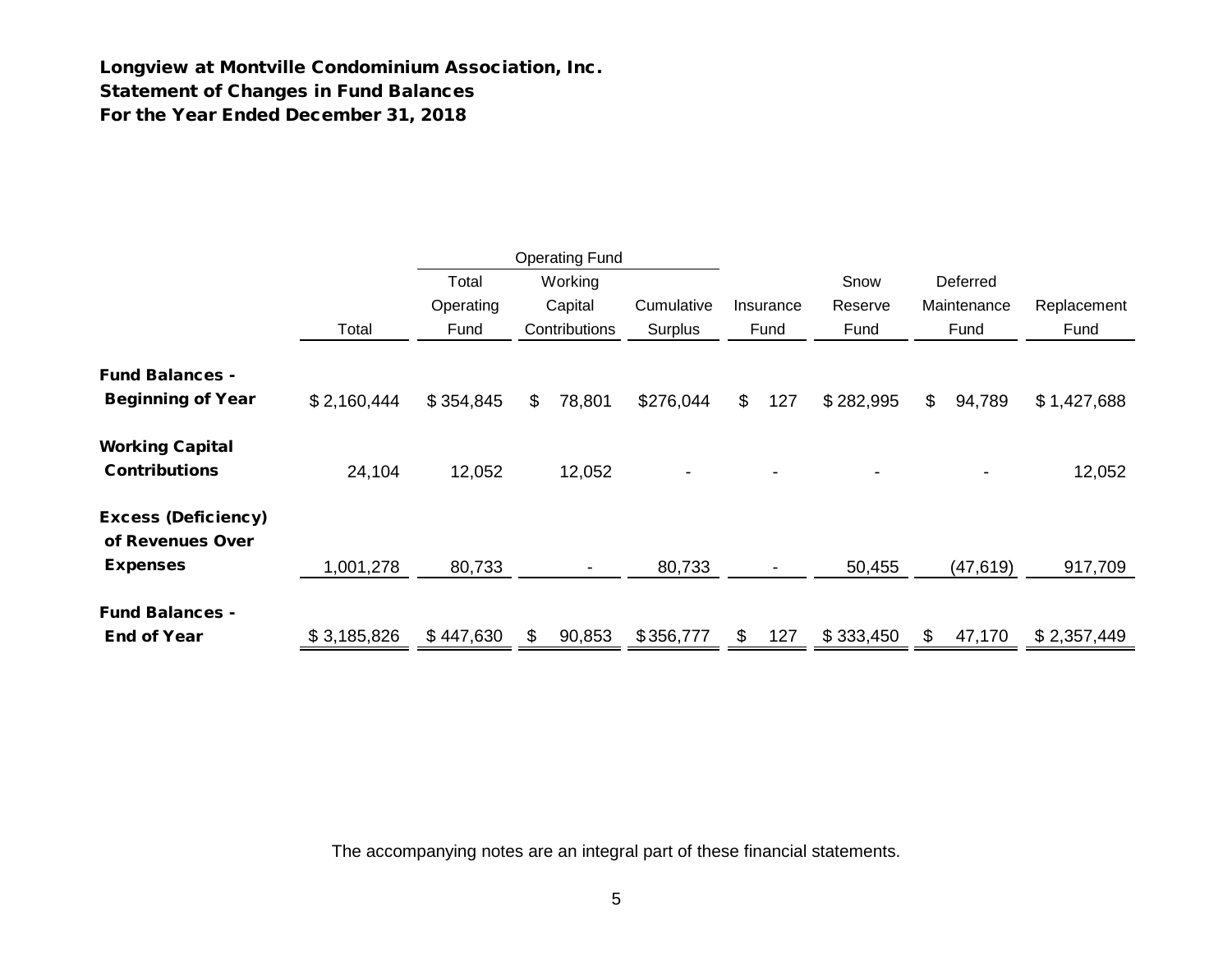**Longview at Montville Condominium Association, Inc.**
**Statement of Changes in Fund Balances**
**For the Year Ended December 31, 2018**

| | | Operating Fund | | | | | | |
|---|---|---|---|---|---|---|---|---|
| | Total | Total Operating Fund | Working Capital Contributions | Cumulative Surplus | Insurance Fund | Snow Reserve Fund | Deferred Maintenance Fund | Replacement Fund |
| **Fund Balances - Beginning of Year** | $ 2,160,444 | $ 354,845 | $ 78,801 | $276,044 | $ 127 | $ 282,995 | $ 94,789 | $ 1,427,688 |
| **Working Capital Contributions** | 24,104 | 12,052 | 12,052 | - | - | - | - | 12,052 |
| **Excess (Deficiency) of Revenues Over Expenses** | 1,001,278 | 80,733 | - | 80,733 | - | 50,455 | (47,619) | 917,709 |
| **Fund Balances - End of Year** | $ 3,185,826 | $ 447,630 | $ 90,853 | $356,777 | $ 127 | $ 333,450 | $ 47,170 | $ 2,357,449 |

The accompanying notes are an integral part of these financial statements.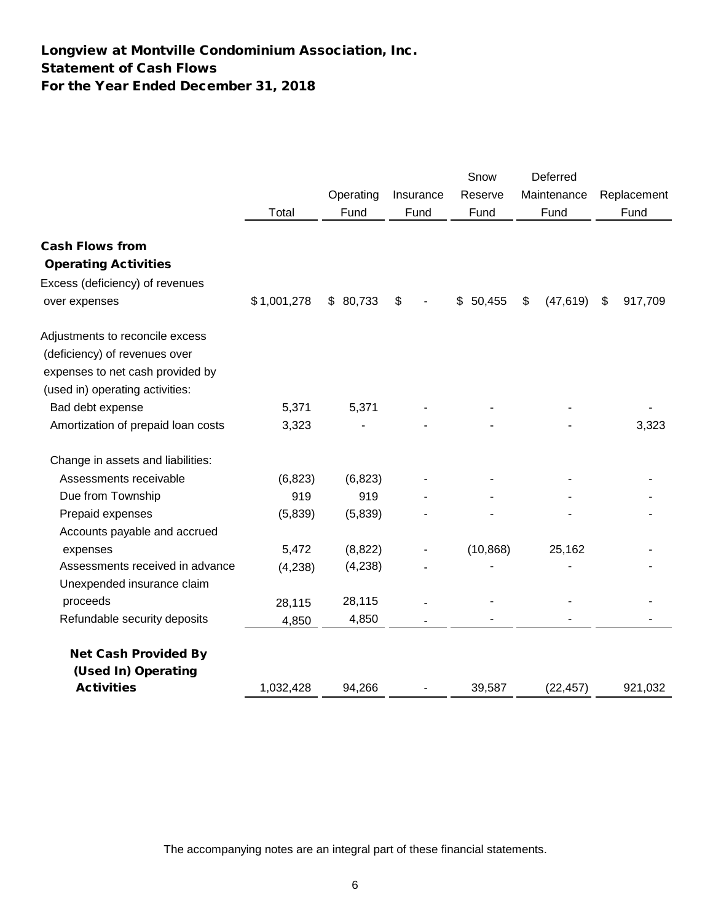# Longview at Montville Condominium Association, Inc.
## Statement of Cash Flows
## For the Year Ended December 31, 2018

| | Total | Operating Fund | Insurance Fund | Snow Reserve Fund | Deferred Maintenance Fund | Replacement Fund |
|---|---|---|---|---|---|---|
| **Cash Flows from Operating Activities** | | | | | | |
| Excess (deficiency) of revenues over expenses | $ 1,001,278 | $ 80,733 | $ - | $ 50,455 | $ (47,619) | $ 917,709 |
| Adjustments to reconcile excess (deficiency) of revenues over expenses to net cash provided by (used in) operating activities: | | | | | | |
| Bad debt expense | 5,371 | 5,371 | - | - | - | - |
| Amortization of prepaid loan costs | 3,323 | - | - | - | - | 3,323 |
| Change in assets and liabilities: | | | | | | |
| Assessments receivable | (6,823) | (6,823) | - | - | - | - |
| Due from Township | 919 | 919 | - | - | - | - |
| Prepaid expenses | (5,839) | (5,839) | - | - | - | - |
| Accounts payable and accrued expenses | 5,472 | (8,822) | - | (10,868) | 25,162 | - |
| Assessments received in advance | (4,238) | (4,238) | - | - | - | - |
| Unexpended insurance claim proceeds | 28,115 | 28,115 | - | - | - | - |
| Refundable security deposits | 4,850 | 4,850 | - | - | - | - |
| **Net Cash Provided By (Used In) Operating Activities** | 1,032,428 | 94,266 | - | 39,587 | (22,457) | 921,032 |

The accompanying notes are an integral part of these financial statements.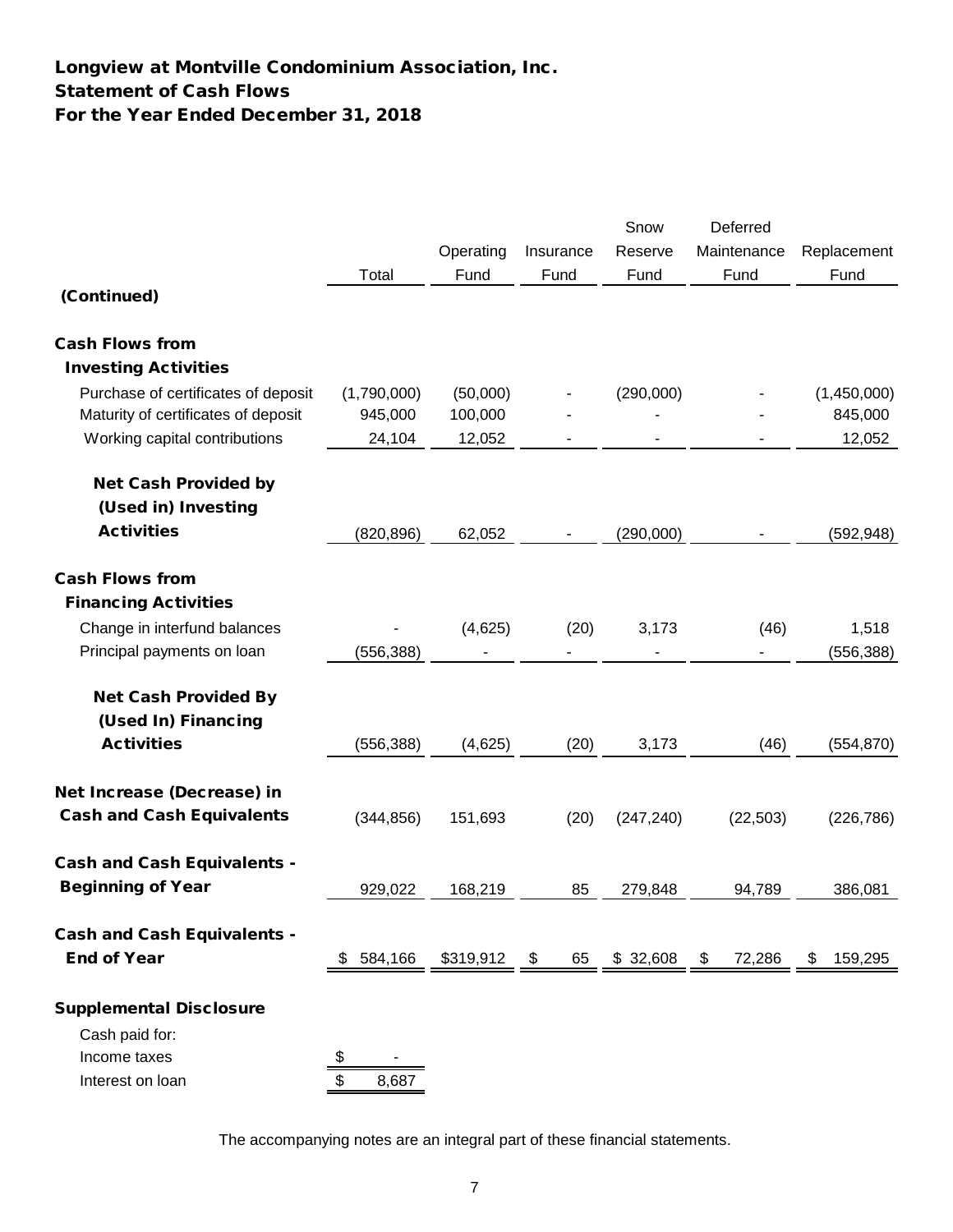# Longview at Montville Condominium Association, Inc.
## Statement of Cash Flows
## For the Year Ended December 31, 2018

| | Total | Operating Fund | Insurance Fund | Snow Reserve Fund | Deferred Maintenance Fund | Replacement Fund |
|---|---|---|---|---|---|---|
| **(Continued)** | | | | | | |
| **Cash Flows from Investing Activities** | | | | | | |
| Purchase of certificates of deposit | (1,790,000) | (50,000) | - | (290,000) | - | (1,450,000) |
| Maturity of certificates of deposit | 945,000 | 100,000 | - | - | - | 845,000 |
| Working capital contributions | 24,104 | 12,052 | - | - | - | 12,052 |
| **Net Cash Provided by (Used in) Investing Activities** | (820,896) | 62,052 | - | (290,000) | - | (592,948) |
| **Cash Flows from Financing Activities** | | | | | | |
| Change in interfund balances | - | (4,625) | (20) | 3,173 | (46) | 1,518 |
| Principal payments on loan | (556,388) | - | - | - | - | (556,388) |
| **Net Cash Provided By (Used In) Financing Activities** | (556,388) | (4,625) | (20) | 3,173 | (46) | (554,870) |
| **Net Increase (Decrease) in Cash and Cash Equivalents** | (344,856) | 151,693 | (20) | (247,240) | (22,503) | (226,786) |
| **Cash and Cash Equivalents - Beginning of Year** | 929,022 | 168,219 | 85 | 279,848 | 94,789 | 386,081 |
| **Cash and Cash Equivalents - End of Year** | $ 584,166 | $319,912 | $ 65 | $ 32,608 | $ 72,286 | $ 159,295 |

**Supplemental Disclosure**

| | |
|---|---|
| Cash paid for: | |
| Income taxes | $ - |
| Interest on loan | $ 8,687 |

The accompanying notes are an integral part of these financial statements.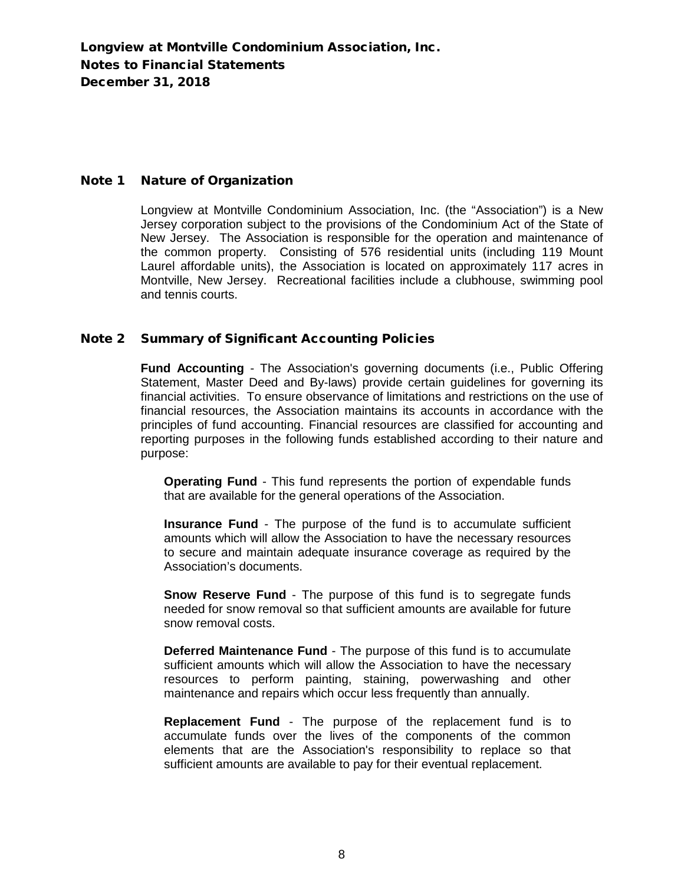# Longview at Montville Condominium Association, Inc.
# Notes to Financial Statements
# December 31, 2018

## Note 1 Nature of Organization

Longview at Montville Condominium Association, Inc. (the "Association") is a New Jersey corporation subject to the provisions of the Condominium Act of the State of New Jersey. The Association is responsible for the operation and maintenance of the common property. Consisting of 576 residential units (including 119 Mount Laurel affordable units), the Association is located on approximately 117 acres in Montville, New Jersey. Recreational facilities include a clubhouse, swimming pool and tennis courts.

## Note 2 Summary of Significant Accounting Policies

**Fund Accounting** - The Association's governing documents (i.e., Public Offering Statement, Master Deed and By-laws) provide certain guidelines for governing its financial activities. To ensure observance of limitations and restrictions on the use of financial resources, the Association maintains its accounts in accordance with the principles of fund accounting. Financial resources are classified for accounting and reporting purposes in the following funds established according to their nature and purpose:

**Operating Fund** - This fund represents the portion of expendable funds that are available for the general operations of the Association.

**Insurance Fund** - The purpose of the fund is to accumulate sufficient amounts which will allow the Association to have the necessary resources to secure and maintain adequate insurance coverage as required by the Association's documents.

**Snow Reserve Fund** - The purpose of this fund is to segregate funds needed for snow removal so that sufficient amounts are available for future snow removal costs.

**Deferred Maintenance Fund** - The purpose of this fund is to accumulate sufficient amounts which will allow the Association to have the necessary resources to perform painting, staining, powerwashing and other maintenance and repairs which occur less frequently than annually.

**Replacement Fund** - The purpose of the replacement fund is to accumulate funds over the lives of the components of the common elements that are the Association's responsibility to replace so that sufficient amounts are available to pay for their eventual replacement.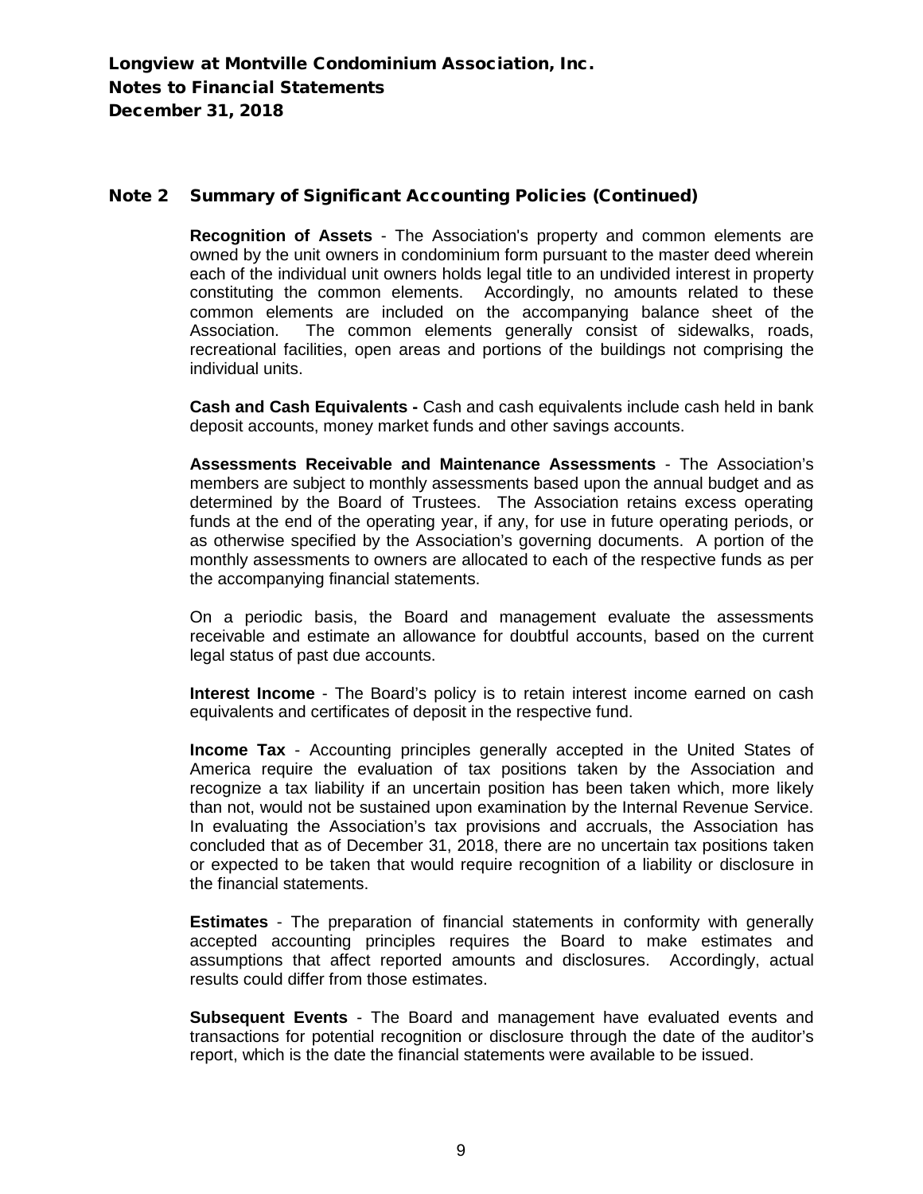# Longview at Montville Condominium Association, Inc.
# Notes to Financial Statements
# December 31, 2018

## Note 2 Summary of Significant Accounting Policies (Continued)

**Recognition of Assets** - The Association's property and common elements are owned by the unit owners in condominium form pursuant to the master deed wherein each of the individual unit owners holds legal title to an undivided interest in property constituting the common elements. Accordingly, no amounts related to these common elements are included on the accompanying balance sheet of the Association. The common elements generally consist of sidewalks, roads, recreational facilities, open areas and portions of the buildings not comprising the individual units.

**Cash and Cash Equivalents -** Cash and cash equivalents include cash held in bank deposit accounts, money market funds and other savings accounts.

**Assessments Receivable and Maintenance Assessments** - The Association's members are subject to monthly assessments based upon the annual budget and as determined by the Board of Trustees. The Association retains excess operating funds at the end of the operating year, if any, for use in future operating periods, or as otherwise specified by the Association's governing documents. A portion of the monthly assessments to owners are allocated to each of the respective funds as per the accompanying financial statements.

On a periodic basis, the Board and management evaluate the assessments receivable and estimate an allowance for doubtful accounts, based on the current legal status of past due accounts.

**Interest Income** - The Board's policy is to retain interest income earned on cash equivalents and certificates of deposit in the respective fund.

**Income Tax** - Accounting principles generally accepted in the United States of America require the evaluation of tax positions taken by the Association and recognize a tax liability if an uncertain position has been taken which, more likely than not, would not be sustained upon examination by the Internal Revenue Service. In evaluating the Association's tax provisions and accruals, the Association has concluded that as of December 31, 2018, there are no uncertain tax positions taken or expected to be taken that would require recognition of a liability or disclosure in the financial statements.

**Estimates** - The preparation of financial statements in conformity with generally accepted accounting principles requires the Board to make estimates and assumptions that affect reported amounts and disclosures. Accordingly, actual results could differ from those estimates.

**Subsequent Events** - The Board and management have evaluated events and transactions for potential recognition or disclosure through the date of the auditor's report, which is the date the financial statements were available to be issued.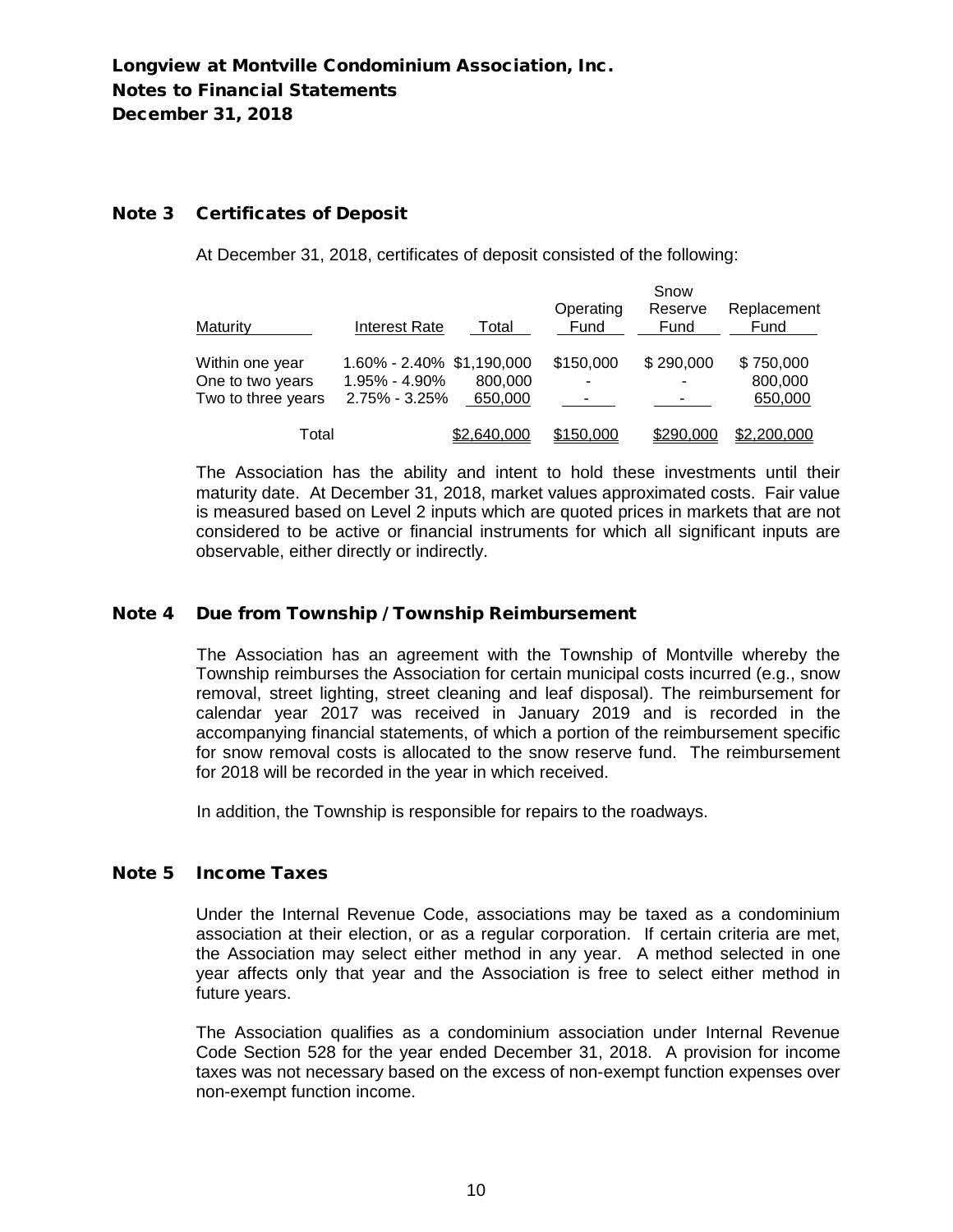**Longview at Montville Condominium Association, Inc.**
**Notes to Financial Statements**
**December 31, 2018**

## Note 3 Certificates of Deposit

At December 31, 2018, certificates of deposit consisted of the following:

| Maturity | Interest Rate | Total | Operating Fund | Snow Reserve Fund | Replacement Fund |
|---|---|---|---|---|---|
| Within one year | 1.60% - 2.40% | $1,190,000 | $150,000 | $ 290,000 | $ 750,000 |
| One to two years | 1.95% - 4.90% | 800,000 | - | - | 800,000 |
| Two to three years | 2.75% - 3.25% | 650,000 | - | - | 650,000 |
| Total | | $2,640,000 | $150,000 | $290,000 | $2,200,000 |

The Association has the ability and intent to hold these investments until their maturity date. At December 31, 2018, market values approximated costs. Fair value is measured based on Level 2 inputs which are quoted prices in markets that are not considered to be active or financial instruments for which all significant inputs are observable, either directly or indirectly.

## Note 4 Due from Township / Township Reimbursement

The Association has an agreement with the Township of Montville whereby the Township reimburses the Association for certain municipal costs incurred (e.g., snow removal, street lighting, street cleaning and leaf disposal). The reimbursement for calendar year 2017 was received in January 2019 and is recorded in the accompanying financial statements, of which a portion of the reimbursement specific for snow removal costs is allocated to the snow reserve fund. The reimbursement for 2018 will be recorded in the year in which received.

In addition, the Township is responsible for repairs to the roadways.

## Note 5 Income Taxes

Under the Internal Revenue Code, associations may be taxed as a condominium association at their election, or as a regular corporation. If certain criteria are met, the Association may select either method in any year. A method selected in one year affects only that year and the Association is free to select either method in future years.

The Association qualifies as a condominium association under Internal Revenue Code Section 528 for the year ended December 31, 2018. A provision for income taxes was not necessary based on the excess of non-exempt function expenses over non-exempt function income.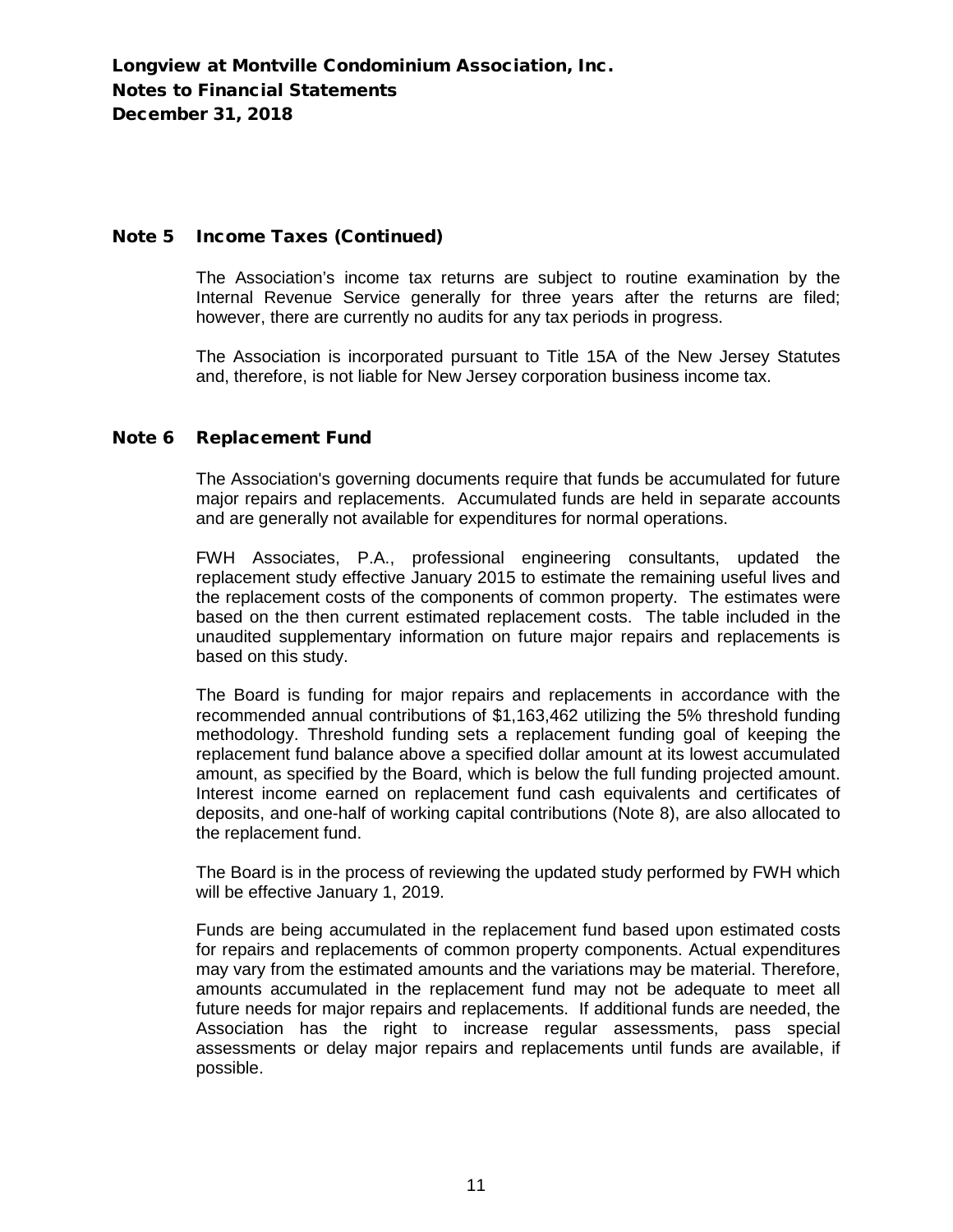## Note 5 Income Taxes (Continued)

The Association's income tax returns are subject to routine examination by the Internal Revenue Service generally for three years after the returns are filed; however, there are currently no audits for any tax periods in progress.

The Association is incorporated pursuant to Title 15A of the New Jersey Statutes and, therefore, is not liable for New Jersey corporation business income tax.

## Note 6 Replacement Fund

The Association's governing documents require that funds be accumulated for future major repairs and replacements. Accumulated funds are held in separate accounts and are generally not available for expenditures for normal operations.

FWH Associates, P.A., professional engineering consultants, updated the replacement study effective January 2015 to estimate the remaining useful lives and the replacement costs of the components of common property. The estimates were based on the then current estimated replacement costs. The table included in the unaudited supplementary information on future major repairs and replacements is based on this study.

The Board is funding for major repairs and replacements in accordance with the recommended annual contributions of $1,163,462 utilizing the 5% threshold funding methodology. Threshold funding sets a replacement funding goal of keeping the replacement fund balance above a specified dollar amount at its lowest accumulated amount, as specified by the Board, which is below the full funding projected amount. Interest income earned on replacement fund cash equivalents and certificates of deposits, and one-half of working capital contributions (Note 8), are also allocated to the replacement fund.

The Board is in the process of reviewing the updated study performed by FWH which will be effective January 1, 2019.

Funds are being accumulated in the replacement fund based upon estimated costs for repairs and replacements of common property components. Actual expenditures may vary from the estimated amounts and the variations may be material. Therefore, amounts accumulated in the replacement fund may not be adequate to meet all future needs for major repairs and replacements. If additional funds are needed, the Association has the right to increase regular assessments, pass special assessments or delay major repairs and replacements until funds are available, if possible.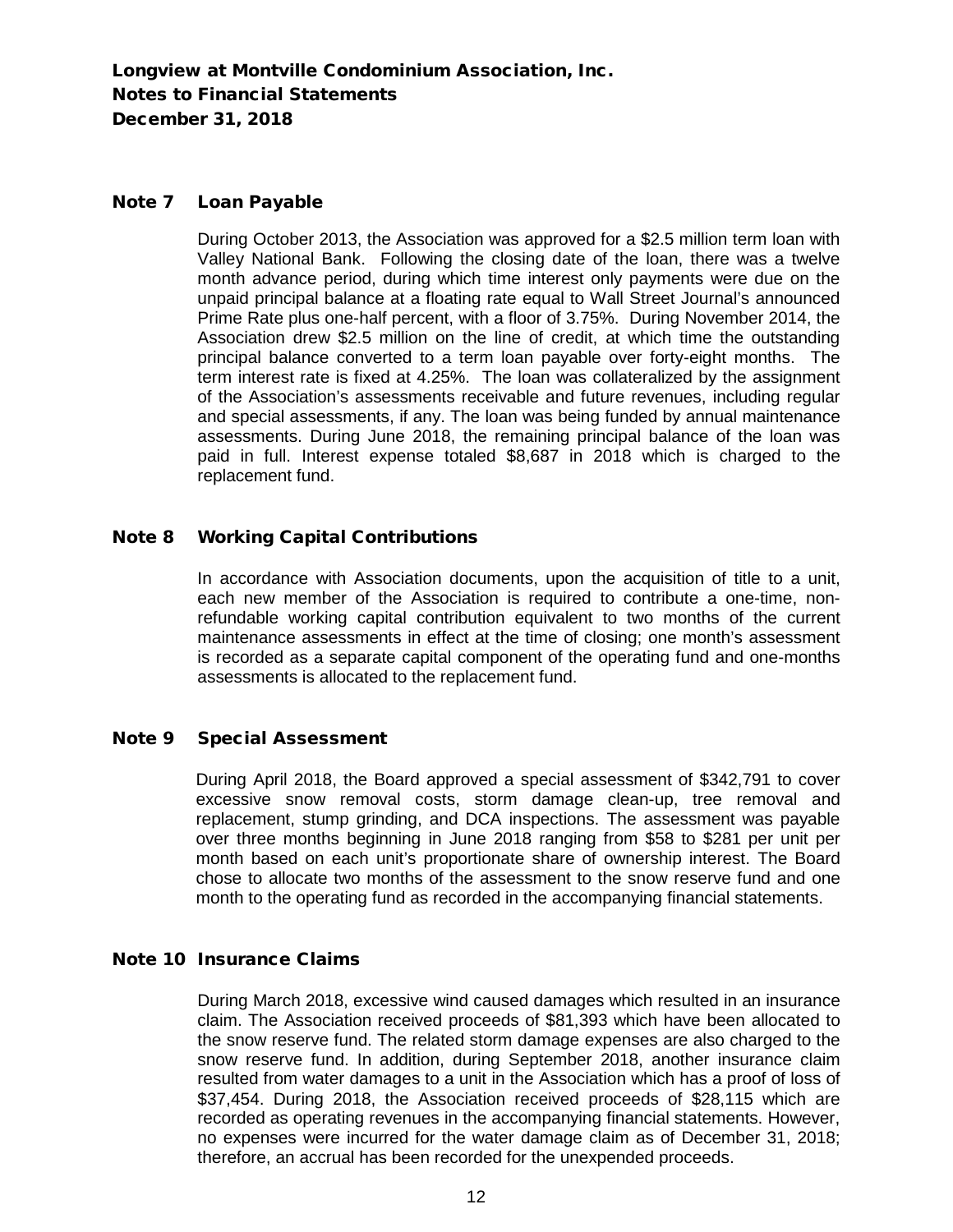# Longview at Montville Condominium Association, Inc.
# Notes to Financial Statements
# December 31, 2018

## Note 7 Loan Payable

During October 2013, the Association was approved for a $2.5 million term loan with Valley National Bank. Following the closing date of the loan, there was a twelve month advance period, during which time interest only payments were due on the unpaid principal balance at a floating rate equal to Wall Street Journal's announced Prime Rate plus one-half percent, with a floor of 3.75%. During November 2014, the Association drew $2.5 million on the line of credit, at which time the outstanding principal balance converted to a term loan payable over forty-eight months. The term interest rate is fixed at 4.25%. The loan was collateralized by the assignment of the Association's assessments receivable and future revenues, including regular and special assessments, if any. The loan was being funded by annual maintenance assessments. During June 2018, the remaining principal balance of the loan was paid in full. Interest expense totaled $8,687 in 2018 which is charged to the replacement fund.

## Note 8 Working Capital Contributions

In accordance with Association documents, upon the acquisition of title to a unit, each new member of the Association is required to contribute a one-time, non-refundable working capital contribution equivalent to two months of the current maintenance assessments in effect at the time of closing; one month's assessment is recorded as a separate capital component of the operating fund and one-months assessments is allocated to the replacement fund.

## Note 9 Special Assessment

During April 2018, the Board approved a special assessment of $342,791 to cover excessive snow removal costs, storm damage clean-up, tree removal and replacement, stump grinding, and DCA inspections. The assessment was payable over three months beginning in June 2018 ranging from $58 to $281 per unit per month based on each unit's proportionate share of ownership interest. The Board chose to allocate two months of the assessment to the snow reserve fund and one month to the operating fund as recorded in the accompanying financial statements.

## Note 10 Insurance Claims

During March 2018, excessive wind caused damages which resulted in an insurance claim. The Association received proceeds of $81,393 which have been allocated to the snow reserve fund. The related storm damage expenses are also charged to the snow reserve fund. In addition, during September 2018, another insurance claim resulted from water damages to a unit in the Association which has a proof of loss of $37,454. During 2018, the Association received proceeds of $28,115 which are recorded as operating revenues in the accompanying financial statements. However, no expenses were incurred for the water damage claim as of December 31, 2018; therefore, an accrual has been recorded for the unexpended proceeds.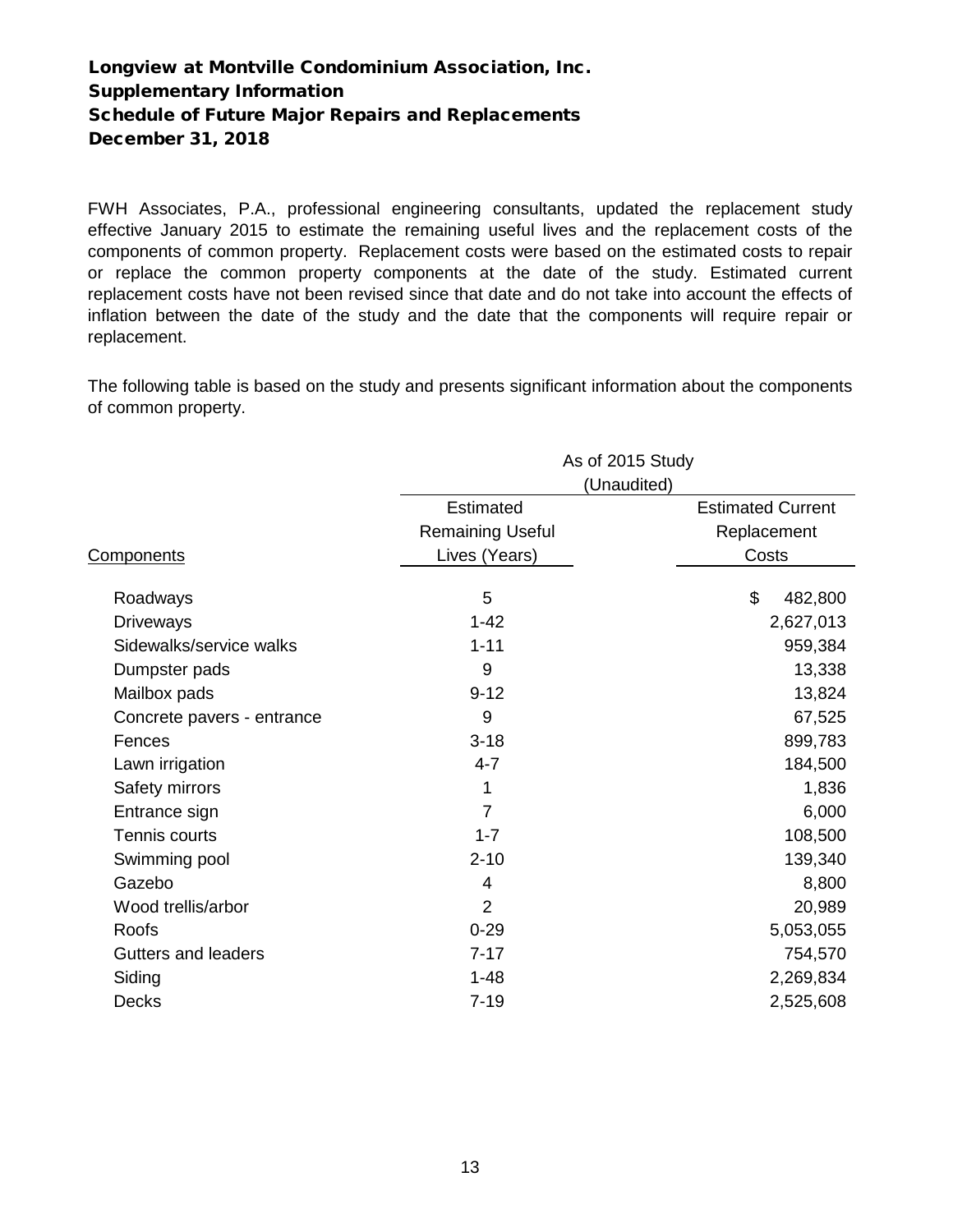# Longview at Montville Condominium Association, Inc.
## Supplementary Information
## Schedule of Future Major Repairs and Replacements
## December 31, 2018

FWH Associates, P.A., professional engineering consultants, updated the replacement study effective January 2015 to estimate the remaining useful lives and the replacement costs of the components of common property. Replacement costs were based on the estimated costs to repair or replace the common property components at the date of the study. Estimated current replacement costs have not been revised since that date and do not take into account the effects of inflation between the date of the study and the date that the components will require repair or replacement.

The following table is based on the study and presents significant information about the components of common property.

| | As of 2015 Study (Unaudited) | |
|---|---|---|
| Components | Estimated Remaining Useful Lives (Years) | Estimated Current Replacement Costs |
| Roadways | 5 | $ 482,800 |
| Driveways | 1-42 | 2,627,013 |
| Sidewalks/service walks | 1-11 | 959,384 |
| Dumpster pads | 9 | 13,338 |
| Mailbox pads | 9-12 | 13,824 |
| Concrete pavers - entrance | 9 | 67,525 |
| Fences | 3-18 | 899,783 |
| Lawn irrigation | 4-7 | 184,500 |
| Safety mirrors | 1 | 1,836 |
| Entrance sign | 7 | 6,000 |
| Tennis courts | 1-7 | 108,500 |
| Swimming pool | 2-10 | 139,340 |
| Gazebo | 4 | 8,800 |
| Wood trellis/arbor | 2 | 20,989 |
| Roofs | 0-29 | 5,053,055 |
| Gutters and leaders | 7-17 | 754,570 |
| Siding | 1-48 | 2,269,834 |
| Decks | 7-19 | 2,525,608 |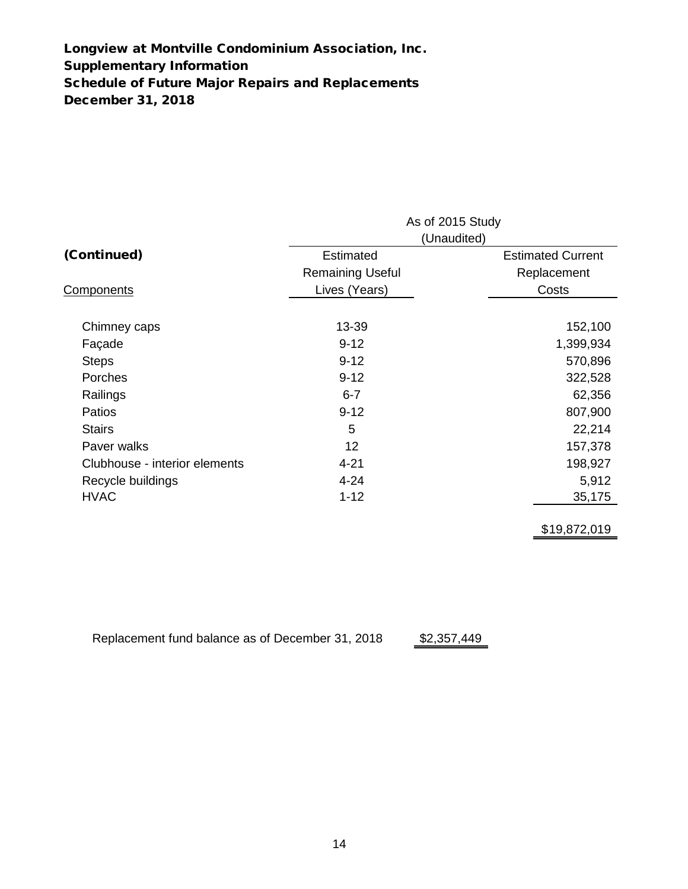**Longview at Montville Condominium Association, Inc.**
**Supplementary Information**
**Schedule of Future Major Repairs and Replacements**
**December 31, 2018**

| | As of 2015 Study (Unaudited) | |
|---|---|---|
| **(Continued)** | Estimated Remaining Useful Lives (Years) | Estimated Current Replacement Costs |
| Components | | |
| Chimney caps | 13-39 | 152,100 |
| Façade | 9-12 | 1,399,934 |
| Steps | 9-12 | 570,896 |
| Porches | 9-12 | 322,528 |
| Railings | 6-7 | 62,356 |
| Patios | 9-12 | 807,900 |
| Stairs | 5 | 22,214 |
| Paver walks | 12 | 157,378 |
| Clubhouse - interior elements | 4-21 | 198,927 |
| Recycle buildings | 4-24 | 5,912 |
| HVAC | 1-12 | 35,175 |
| | | $19,872,019 |

Replacement fund balance as of December 31, 2018 $2,357,449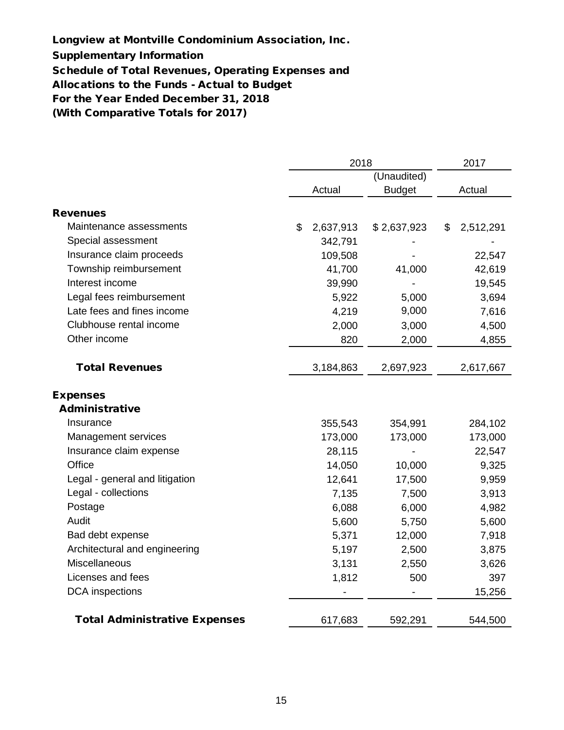# Longview at Montville Condominium Association, Inc.
## Supplementary Information
## Schedule of Total Revenues, Operating Expenses and Allocations to the Funds - Actual to Budget
## For the Year Ended December 31, 2018
## (With Comparative Totals for 2017)

| | 2018 | | 2017 |
|---|---|---|---|
| | Actual | (Unaudited) Budget | Actual |
| **Revenues** | | | |
| Maintenance assessments | $ 2,637,913 | $ 2,637,923 | $ 2,512,291 |
| Special assessment | 342,791 | - | - |
| Insurance claim proceeds | 109,508 | - | 22,547 |
| Township reimbursement | 41,700 | 41,000 | 42,619 |
| Interest income | 39,990 | - | 19,545 |
| Legal fees reimbursement | 5,922 | 5,000 | 3,694 |
| Late fees and fines income | 4,219 | 9,000 | 7,616 |
| Clubhouse rental income | 2,000 | 3,000 | 4,500 |
| Other income | 820 | 2,000 | 4,855 |
| **Total Revenues** | 3,184,863 | 2,697,923 | 2,617,667 |
| **Expenses** | | | |
| **Administrative** | | | |
| Insurance | 355,543 | 354,991 | 284,102 |
| Management services | 173,000 | 173,000 | 173,000 |
| Insurance claim expense | 28,115 | - | 22,547 |
| Office | 14,050 | 10,000 | 9,325 |
| Legal - general and litigation | 12,641 | 17,500 | 9,959 |
| Legal - collections | 7,135 | 7,500 | 3,913 |
| Postage | 6,088 | 6,000 | 4,982 |
| Audit | 5,600 | 5,750 | 5,600 |
| Bad debt expense | 5,371 | 12,000 | 7,918 |
| Architectural and engineering | 5,197 | 2,500 | 3,875 |
| Miscellaneous | 3,131 | 2,550 | 3,626 |
| Licenses and fees | 1,812 | 500 | 397 |
| DCA inspections | - | - | 15,256 |
| **Total Administrative Expenses** | 617,683 | 592,291 | 544,500 |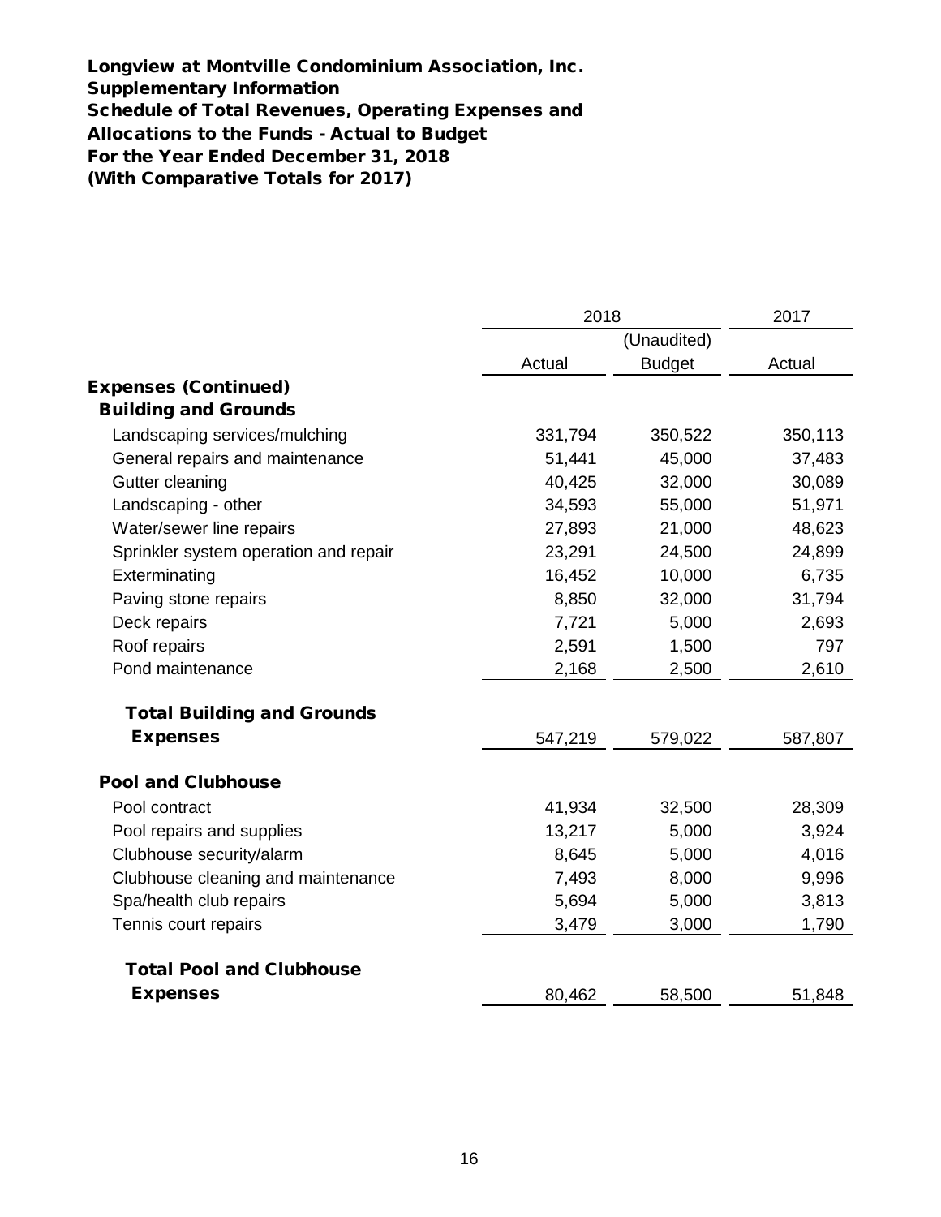**Longview at Montville Condominium Association, Inc.**
**Supplementary Information**
**Schedule of Total Revenues, Operating Expenses and Allocations to the Funds - Actual to Budget**
**For the Year Ended December 31, 2018**
**(With Comparative Totals for 2017)**

| | 2018 | | 2017 |
|---|---|---|---|
| | | (Unaudited) | |
| | Actual | Budget | Actual |
| **Expenses (Continued)** | | | |
| **Building and Grounds** | | | |
| Landscaping services/mulching | 331,794 | 350,522 | 350,113 |
| General repairs and maintenance | 51,441 | 45,000 | 37,483 |
| Gutter cleaning | 40,425 | 32,000 | 30,089 |
| Landscaping - other | 34,593 | 55,000 | 51,971 |
| Water/sewer line repairs | 27,893 | 21,000 | 48,623 |
| Sprinkler system operation and repair | 23,291 | 24,500 | 24,899 |
| Exterminating | 16,452 | 10,000 | 6,735 |
| Paving stone repairs | 8,850 | 32,000 | 31,794 |
| Deck repairs | 7,721 | 5,000 | 2,693 |
| Roof repairs | 2,591 | 1,500 | 797 |
| Pond maintenance | 2,168 | 2,500 | 2,610 |
| **Total Building and Grounds Expenses** | 547,219 | 579,022 | 587,807 |
| **Pool and Clubhouse** | | | |
| Pool contract | 41,934 | 32,500 | 28,309 |
| Pool repairs and supplies | 13,217 | 5,000 | 3,924 |
| Clubhouse security/alarm | 8,645 | 5,000 | 4,016 |
| Clubhouse cleaning and maintenance | 7,493 | 8,000 | 9,996 |
| Spa/health club repairs | 5,694 | 5,000 | 3,813 |
| Tennis court repairs | 3,479 | 3,000 | 1,790 |
| **Total Pool and Clubhouse Expenses** | 80,462 | 58,500 | 51,848 |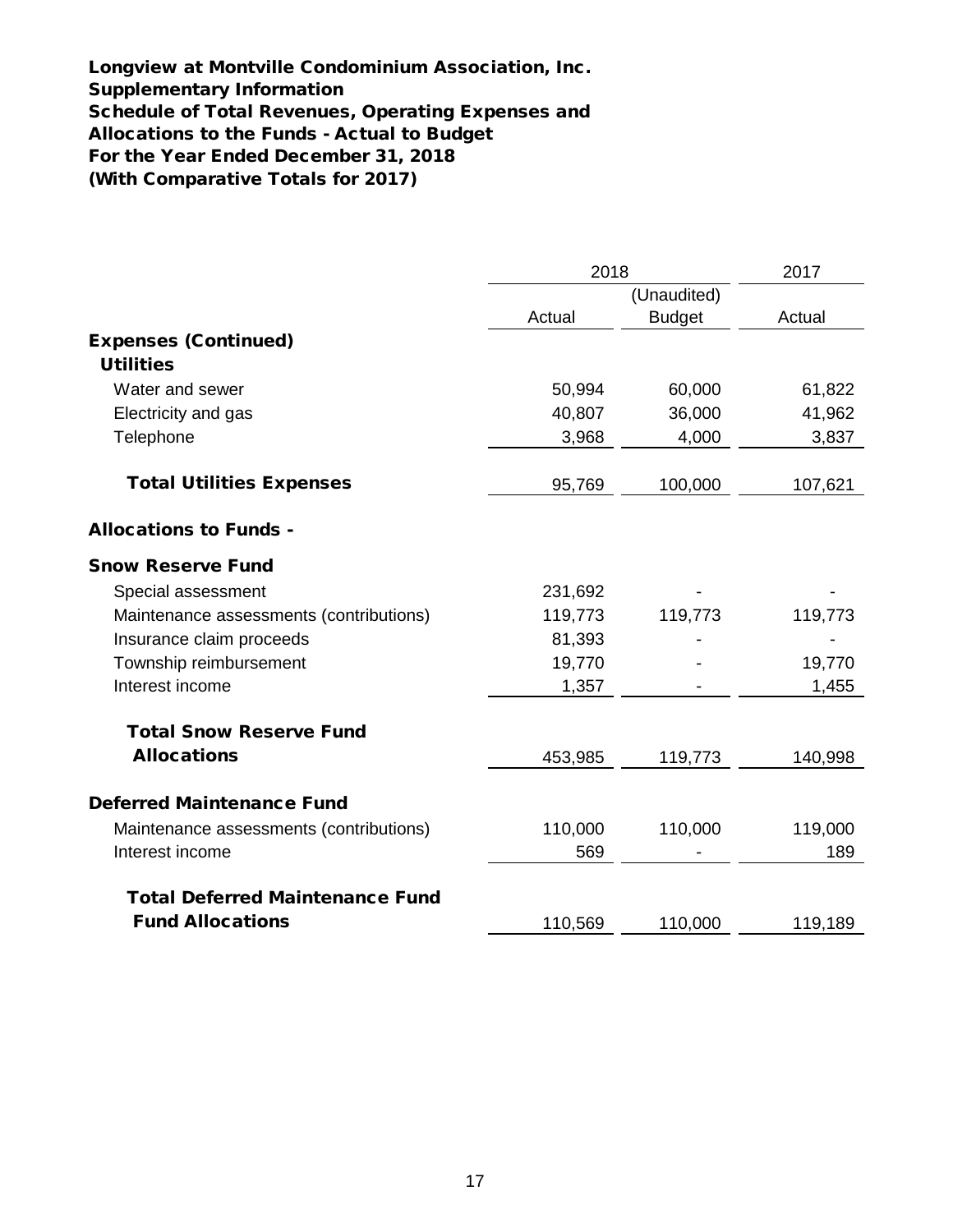**Longview at Montville Condominium Association, Inc.**
**Supplementary Information**
**Schedule of Total Revenues, Operating Expenses and Allocations to the Funds - Actual to Budget**
**For the Year Ended December 31, 2018**
**(With Comparative Totals for 2017)**

| | 2018 | | 2017 |
|---|---|---|---|
| | Actual | (Unaudited) Budget | Actual |
| **Expenses (Continued)** | | | |
| **Utilities** | | | |
| Water and sewer | 50,994 | 60,000 | 61,822 |
| Electricity and gas | 40,807 | 36,000 | 41,962 |
| Telephone | 3,968 | 4,000 | 3,837 |
| **Total Utilities Expenses** | 95,769 | 100,000 | 107,621 |
| **Allocations to Funds -** | | | |
| **Snow Reserve Fund** | | | |
| Special assessment | 231,692 | - | - |
| Maintenance assessments (contributions) | 119,773 | 119,773 | 119,773 |
| Insurance claim proceeds | 81,393 | - | - |
| Township reimbursement | 19,770 | - | 19,770 |
| Interest income | 1,357 | - | 1,455 |
| **Total Snow Reserve Fund Allocations** | 453,985 | 119,773 | 140,998 |
| **Deferred Maintenance Fund** | | | |
| Maintenance assessments (contributions) | 110,000 | 110,000 | 119,000 |
| Interest income | 569 | - | 189 |
| **Total Deferred Maintenance Fund Fund Allocations** | 110,569 | 110,000 | 119,189 |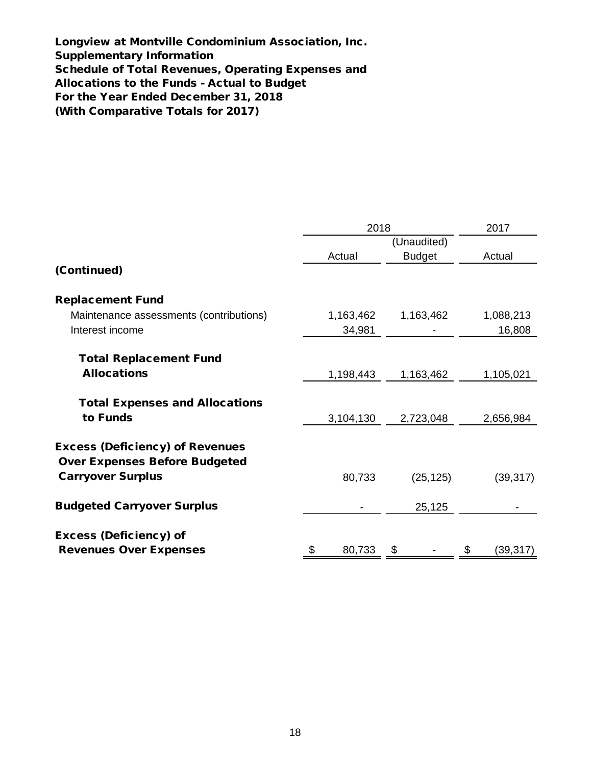**Longview at Montville Condominium Association, Inc.**
**Supplementary Information**
**Schedule of Total Revenues, Operating Expenses and**
**Allocations to the Funds - Actual to Budget**
**For the Year Ended December 31, 2018**
**(With Comparative Totals for 2017)**

| | 2018 | | 2017 |
|---|---|---|---|
| | Actual | (Unaudited) Budget | Actual |
| **(Continued)** | | | |
| **Replacement Fund** | | | |
| Maintenance assessments (contributions) | 1,163,462 | 1,163,462 | 1,088,213 |
| Interest income | 34,981 | - | 16,808 |
| **Total Replacement Fund Allocations** | 1,198,443 | 1,163,462 | 1,105,021 |
| **Total Expenses and Allocations to Funds** | 3,104,130 | 2,723,048 | 2,656,984 |
| **Excess (Deficiency) of Revenues Over Expenses Before Budgeted Carryover Surplus** | 80,733 | (25,125) | (39,317) |
| **Budgeted Carryover Surplus** | - | 25,125 | - |
| **Excess (Deficiency) of Revenues Over Expenses** | $ 80,733 | $ - | $ (39,317) |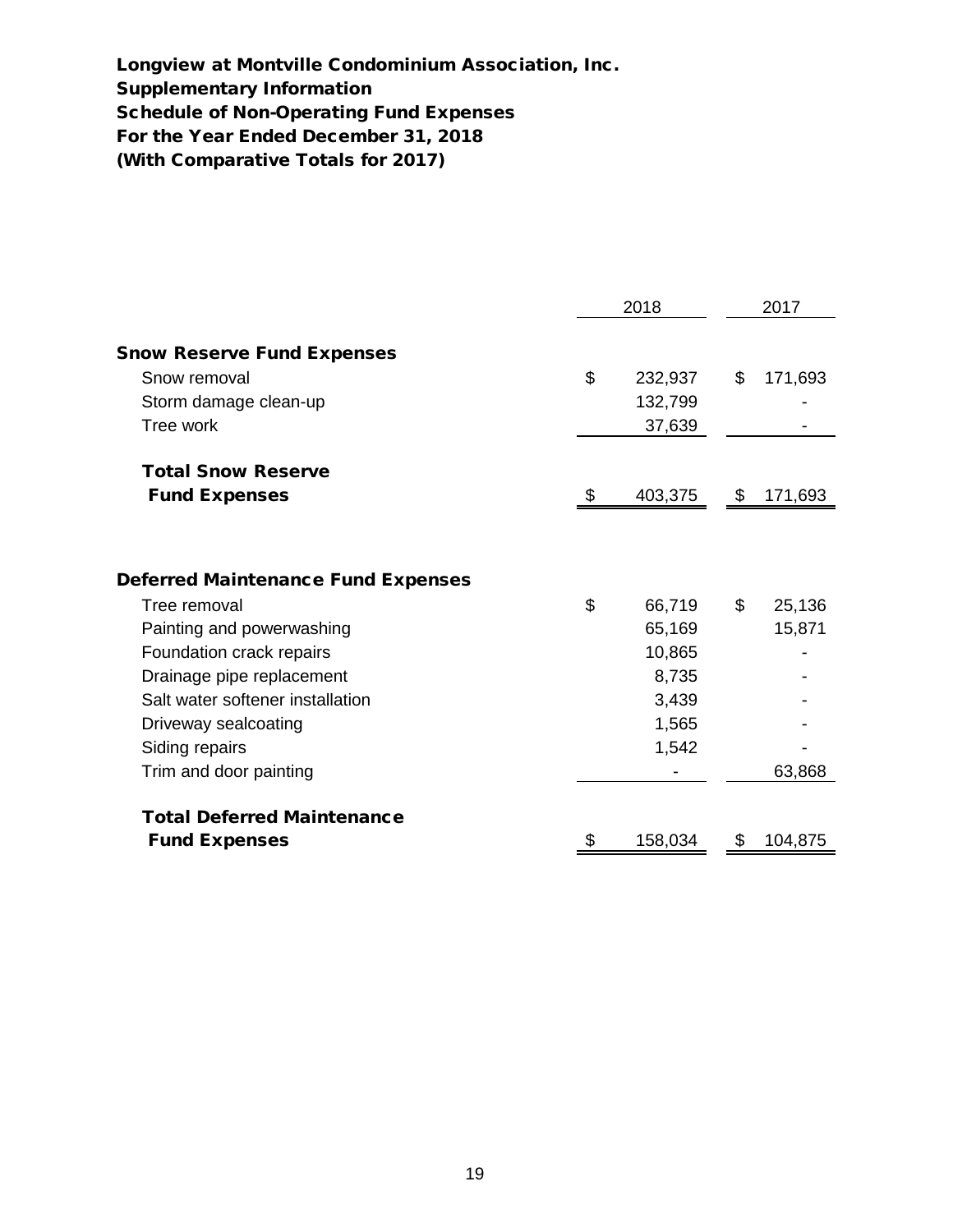# Longview at Montville Condominium Association, Inc.
## Supplementary Information
## Schedule of Non-Operating Fund Expenses
## For the Year Ended December 31, 2018
## (With Comparative Totals for 2017)

| | 2018 | 2017 |
|---|---|---|
| **Snow Reserve Fund Expenses** | | |
| Snow removal | $ 232,937 | $ 171,693 |
| Storm damage clean-up | 132,799 | - |
| Tree work | 37,639 | - |
| **Total Snow Reserve Fund Expenses** | $ 403,375 | $ 171,693 |
| | | |
| **Deferred Maintenance Fund Expenses** | | |
| Tree removal | $ 66,719 | $ 25,136 |
| Painting and powerwashing | 65,169 | 15,871 |
| Foundation crack repairs | 10,865 | - |
| Drainage pipe replacement | 8,735 | - |
| Salt water softener installation | 3,439 | - |
| Driveway sealcoating | 1,565 | - |
| Siding repairs | 1,542 | - |
| Trim and door painting | - | 63,868 |
| **Total Deferred Maintenance Fund Expenses** | $ 158,034 | $ 104,875 |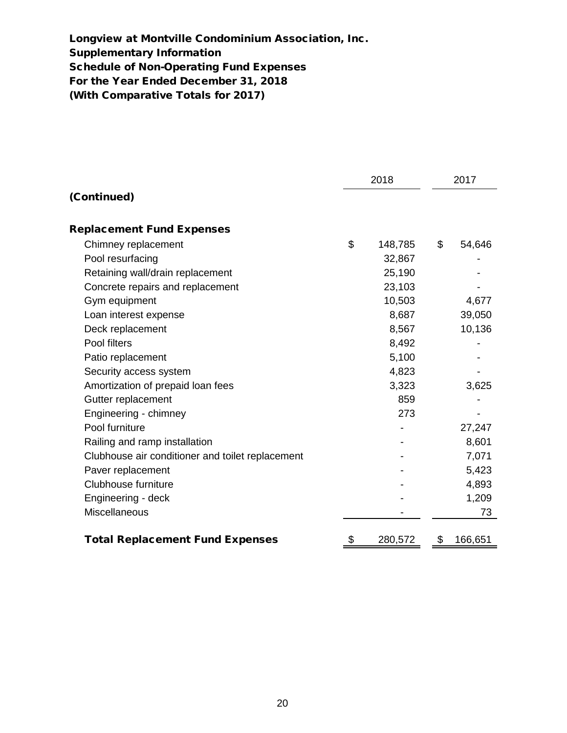**Longview at Montville Condominium Association, Inc.**
**Supplementary Information**
**Schedule of Non-Operating Fund Expenses**
**For the Year Ended December 31, 2018**
**(With Comparative Totals for 2017)**

| | 2018 | 2017 |
|---|---|---|
| **(Continued)** | | |
| **Replacement Fund Expenses** | | |
| Chimney replacement | $ 148,785 | $ 54,646 |
| Pool resurfacing | 32,867 | - |
| Retaining wall/drain replacement | 25,190 | - |
| Concrete repairs and replacement | 23,103 | - |
| Gym equipment | 10,503 | 4,677 |
| Loan interest expense | 8,687 | 39,050 |
| Deck replacement | 8,567 | 10,136 |
| Pool filters | 8,492 | - |
| Patio replacement | 5,100 | - |
| Security access system | 4,823 | - |
| Amortization of prepaid loan fees | 3,323 | 3,625 |
| Gutter replacement | 859 | - |
| Engineering - chimney | 273 | - |
| Pool furniture | - | 27,247 |
| Railing and ramp installation | - | 8,601 |
| Clubhouse air conditioner and toilet replacement | - | 7,071 |
| Paver replacement | - | 5,423 |
| Clubhouse furniture | - | 4,893 |
| Engineering - deck | - | 1,209 |
| Miscellaneous | - | 73 |
| **Total Replacement Fund Expenses** | $ 280,572 | $ 166,651 |